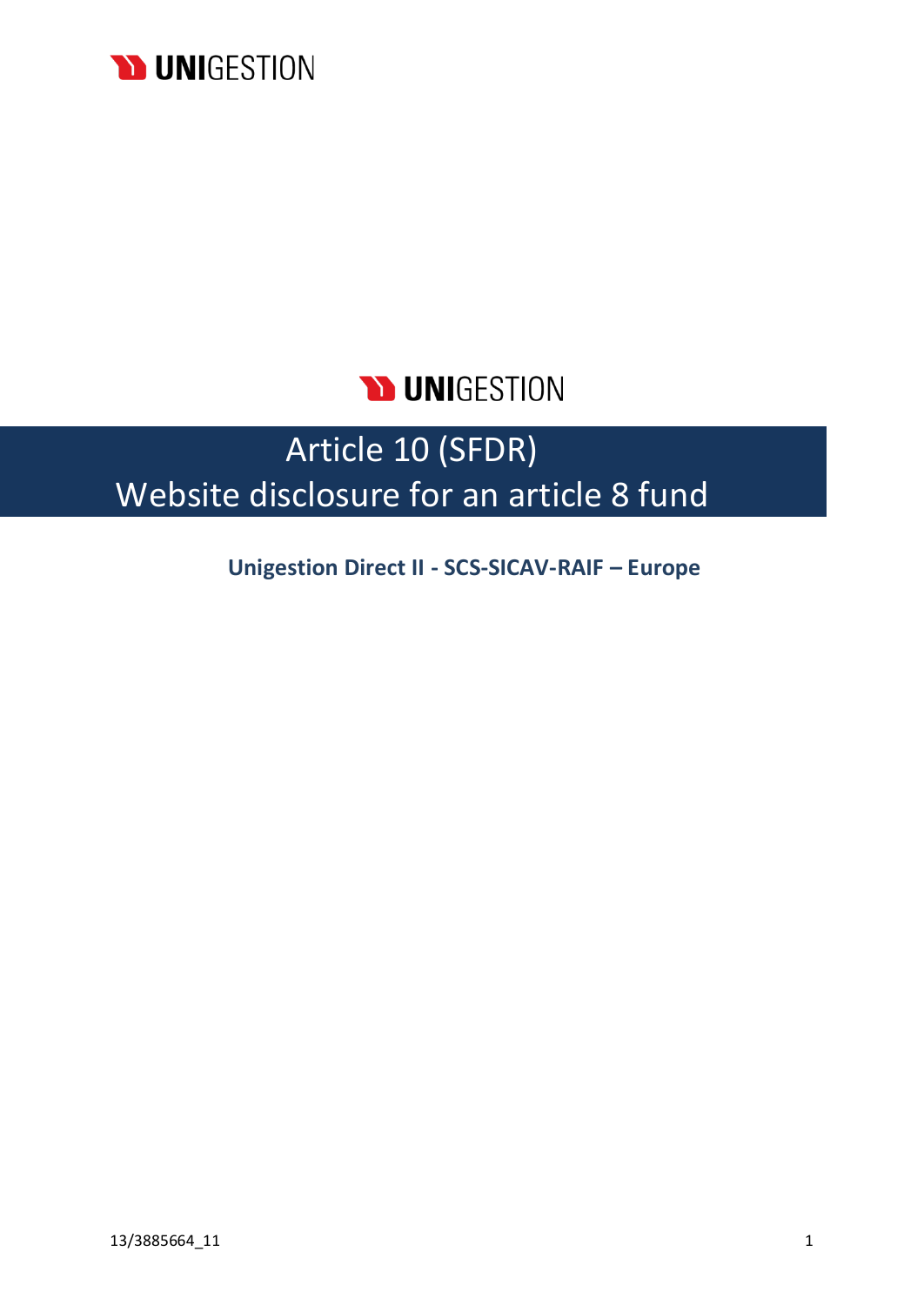UNIGESTION

UNIGESTION

# Article 10 (SFDR)
# Website disclosure for an article 8 fund

**Unigestion Direct II - SCS-SICAV-RAIF – Europe**

13/3885664_11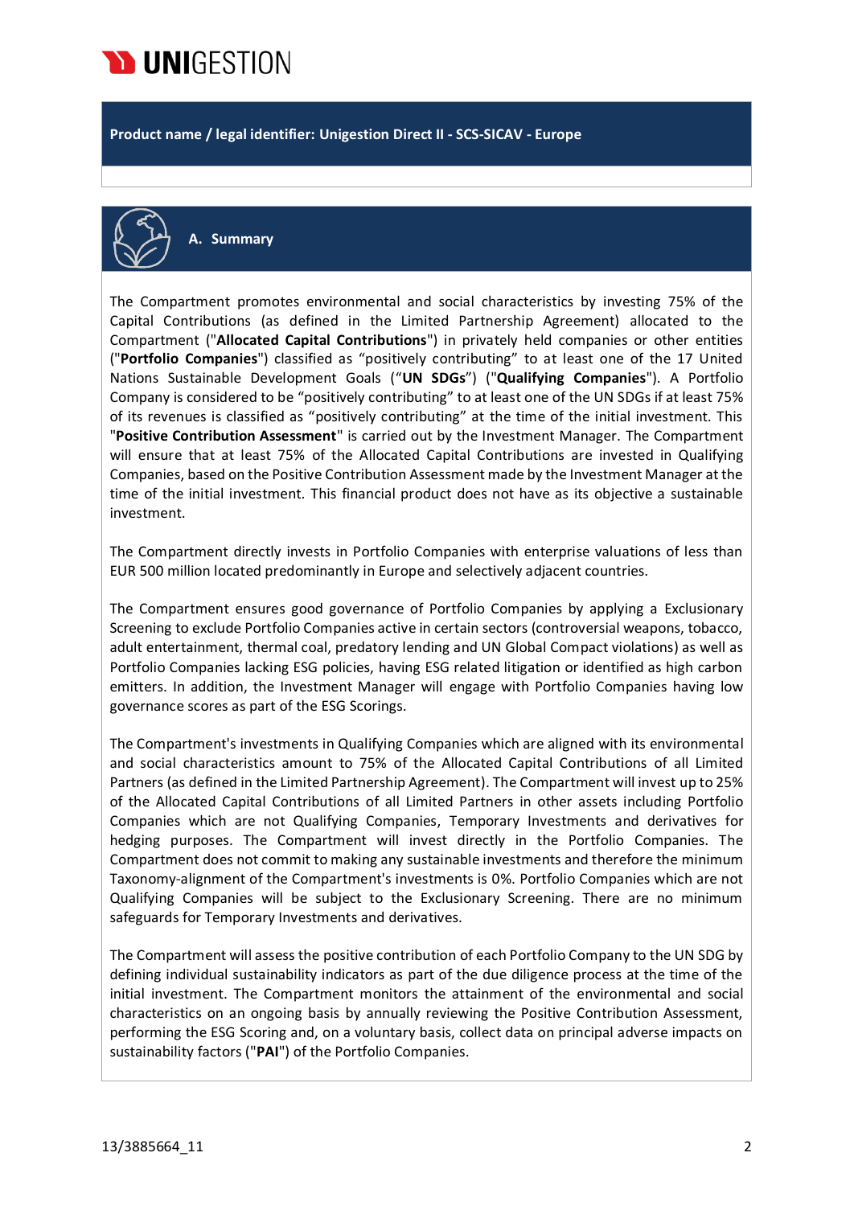**Product name / legal identifier: Unigestion Direct II - SCS-SICAV - Europe**

## A. Summary

The Compartment promotes environmental and social characteristics by investing 75% of the Capital Contributions (as defined in the Limited Partnership Agreement) allocated to the Compartment ("**Allocated Capital Contributions**") in privately held companies or other entities ("**Portfolio Companies**") classified as "positively contributing" to at least one of the 17 United Nations Sustainable Development Goals ("**UN SDGs**") ("**Qualifying Companies**"). A Portfolio Company is considered to be "positively contributing" to at least one of the UN SDGs if at least 75% of its revenues is classified as "positively contributing" at the time of the initial investment. This "**Positive Contribution Assessment**" is carried out by the Investment Manager. The Compartment will ensure that at least 75% of the Allocated Capital Contributions are invested in Qualifying Companies, based on the Positive Contribution Assessment made by the Investment Manager at the time of the initial investment. This financial product does not have as its objective a sustainable investment.

The Compartment directly invests in Portfolio Companies with enterprise valuations of less than EUR 500 million located predominantly in Europe and selectively adjacent countries.

The Compartment ensures good governance of Portfolio Companies by applying a Exclusionary Screening to exclude Portfolio Companies active in certain sectors (controversial weapons, tobacco, adult entertainment, thermal coal, predatory lending and UN Global Compact violations) as well as Portfolio Companies lacking ESG policies, having ESG related litigation or identified as high carbon emitters. In addition, the Investment Manager will engage with Portfolio Companies having low governance scores as part of the ESG Scorings.

The Compartment's investments in Qualifying Companies which are aligned with its environmental and social characteristics amount to 75% of the Allocated Capital Contributions of all Limited Partners (as defined in the Limited Partnership Agreement). The Compartment will invest up to 25% of the Allocated Capital Contributions of all Limited Partners in other assets including Portfolio Companies which are not Qualifying Companies, Temporary Investments and derivatives for hedging purposes. The Compartment will invest directly in the Portfolio Companies. The Compartment does not commit to making any sustainable investments and therefore the minimum Taxonomy-alignment of the Compartment's investments is 0%. Portfolio Companies which are not Qualifying Companies will be subject to the Exclusionary Screening. There are no minimum safeguards for Temporary Investments and derivatives.

The Compartment will assess the positive contribution of each Portfolio Company to the UN SDG by defining individual sustainability indicators as part of the due diligence process at the time of the initial investment. The Compartment monitors the attainment of the environmental and social characteristics on an ongoing basis by annually reviewing the Positive Contribution Assessment, performing the ESG Scoring and, on a voluntary basis, collect data on principal adverse impacts on sustainability factors ("**PAI**") of the Portfolio Companies.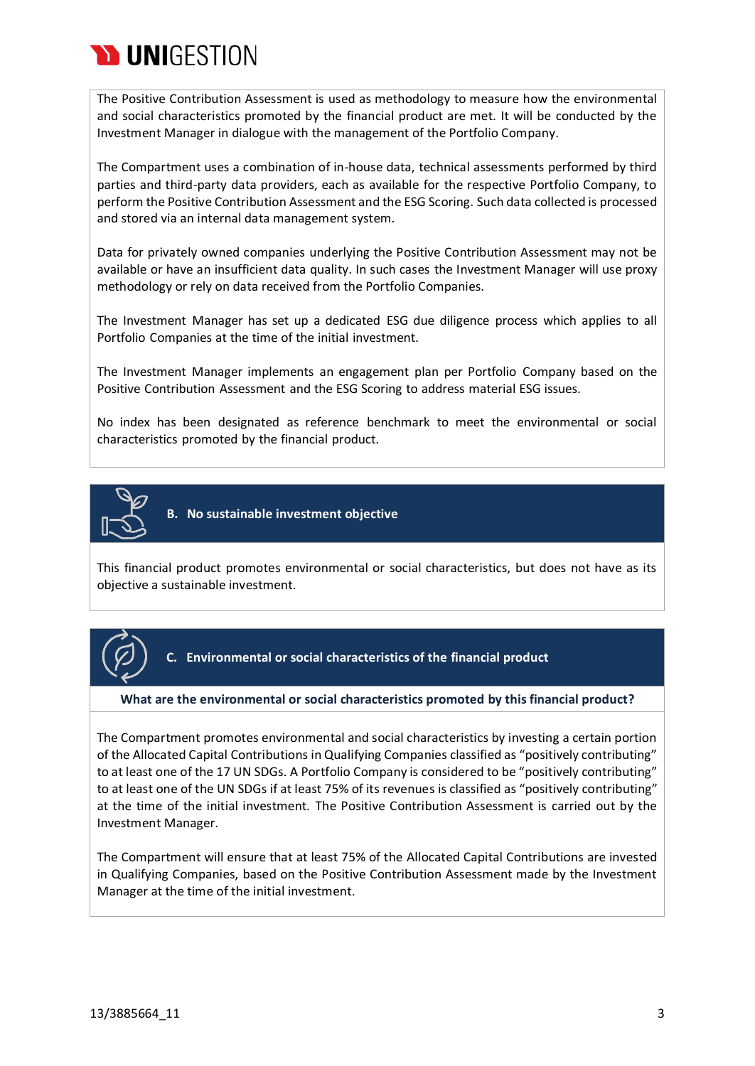The Positive Contribution Assessment is used as methodology to measure how the environmental and social characteristics promoted by the financial product are met. It will be conducted by the Investment Manager in dialogue with the management of the Portfolio Company.

The Compartment uses a combination of in-house data, technical assessments performed by third parties and third-party data providers, each as available for the respective Portfolio Company, to perform the Positive Contribution Assessment and the ESG Scoring. Such data collected is processed and stored via an internal data management system.

Data for privately owned companies underlying the Positive Contribution Assessment may not be available or have an insufficient data quality. In such cases the Investment Manager will use proxy methodology or rely on data received from the Portfolio Companies.

The Investment Manager has set up a dedicated ESG due diligence process which applies to all Portfolio Companies at the time of the initial investment.

The Investment Manager implements an engagement plan per Portfolio Company based on the Positive Contribution Assessment and the ESG Scoring to address material ESG issues.

No index has been designated as reference benchmark to meet the environmental or social characteristics promoted by the financial product.

## B. No sustainable investment objective

This financial product promotes environmental or social characteristics, but does not have as its objective a sustainable investment.

## C. Environmental or social characteristics of the financial product

**What are the environmental or social characteristics promoted by this financial product?**

The Compartment promotes environmental and social characteristics by investing a certain portion of the Allocated Capital Contributions in Qualifying Companies classified as "positively contributing" to at least one of the 17 UN SDGs. A Portfolio Company is considered to be "positively contributing" to at least one of the UN SDGs if at least 75% of its revenues is classified as "positively contributing" at the time of the initial investment. The Positive Contribution Assessment is carried out by the Investment Manager.

The Compartment will ensure that at least 75% of the Allocated Capital Contributions are invested in Qualifying Companies, based on the Positive Contribution Assessment made by the Investment Manager at the time of the initial investment.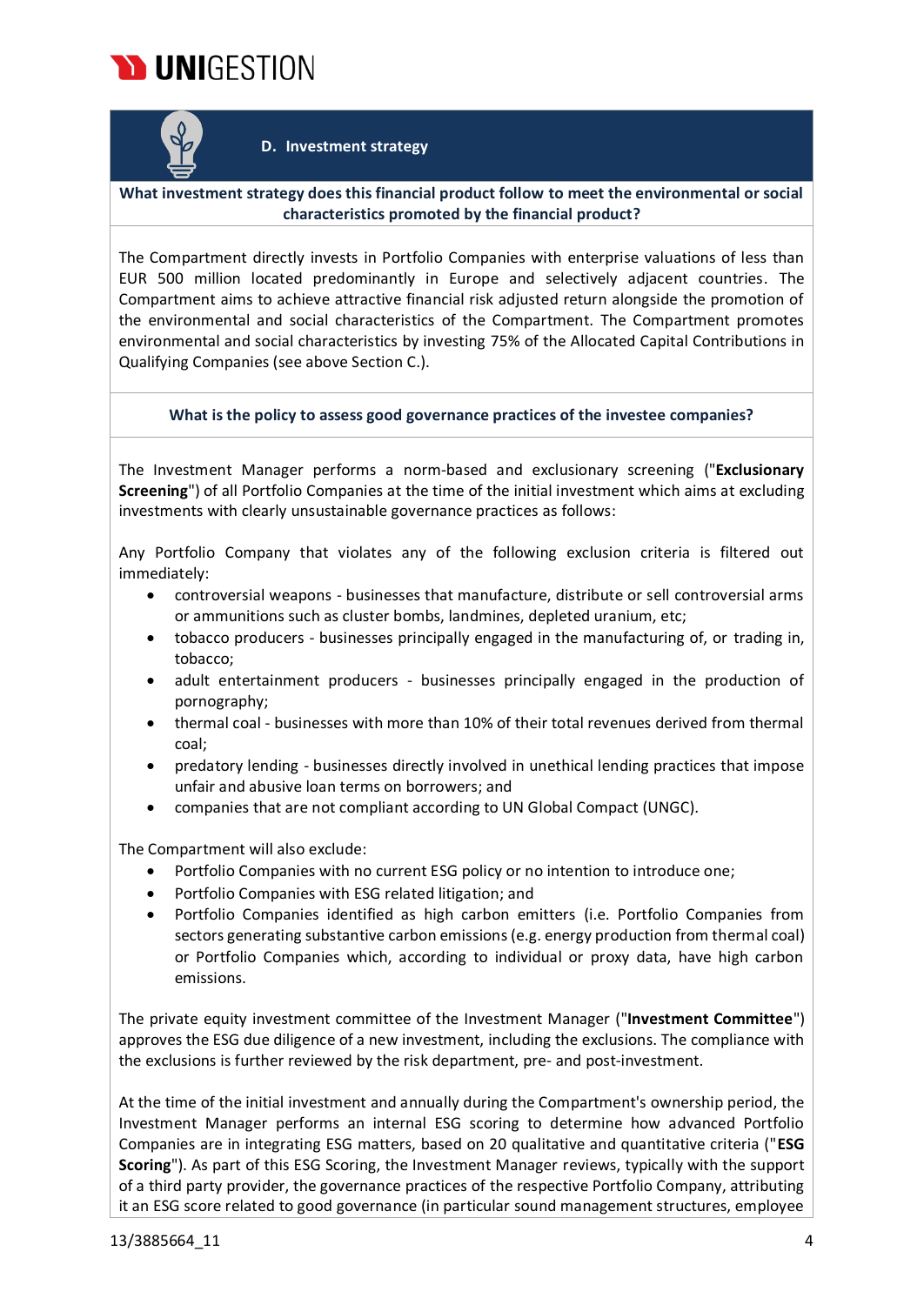## D. Investment strategy

**What investment strategy does this financial product follow to meet the environmental or social characteristics promoted by the financial product?**

The Compartment directly invests in Portfolio Companies with enterprise valuations of less than EUR 500 million located predominantly in Europe and selectively adjacent countries. The Compartment aims to achieve attractive financial risk adjusted return alongside the promotion of the environmental and social characteristics of the Compartment. The Compartment promotes environmental and social characteristics by investing 75% of the Allocated Capital Contributions in Qualifying Companies (see above Section C.).

**What is the policy to assess good governance practices of the investee companies?**

The Investment Manager performs a norm-based and exclusionary screening ("**Exclusionary Screening**") of all Portfolio Companies at the time of the initial investment which aims at excluding investments with clearly unsustainable governance practices as follows:

Any Portfolio Company that violates any of the following exclusion criteria is filtered out immediately:

- controversial weapons - businesses that manufacture, distribute or sell controversial arms or ammunitions such as cluster bombs, landmines, depleted uranium, etc;
- tobacco producers - businesses principally engaged in the manufacturing of, or trading in, tobacco;
- adult entertainment producers - businesses principally engaged in the production of pornography;
- thermal coal - businesses with more than 10% of their total revenues derived from thermal coal;
- predatory lending - businesses directly involved in unethical lending practices that impose unfair and abusive loan terms on borrowers; and
- companies that are not compliant according to UN Global Compact (UNGC).

The Compartment will also exclude:

- Portfolio Companies with no current ESG policy or no intention to introduce one;
- Portfolio Companies with ESG related litigation; and
- Portfolio Companies identified as high carbon emitters (i.e. Portfolio Companies from sectors generating substantive carbon emissions (e.g. energy production from thermal coal) or Portfolio Companies which, according to individual or proxy data, have high carbon emissions.

The private equity investment committee of the Investment Manager ("**Investment Committee**") approves the ESG due diligence of a new investment, including the exclusions. The compliance with the exclusions is further reviewed by the risk department, pre- and post-investment.

At the time of the initial investment and annually during the Compartment's ownership period, the Investment Manager performs an internal ESG scoring to determine how advanced Portfolio Companies are in integrating ESG matters, based on 20 qualitative and quantitative criteria ("**ESG Scoring**"). As part of this ESG Scoring, the Investment Manager reviews, typically with the support of a third party provider, the governance practices of the respective Portfolio Company, attributing it an ESG score related to good governance (in particular sound management structures, employee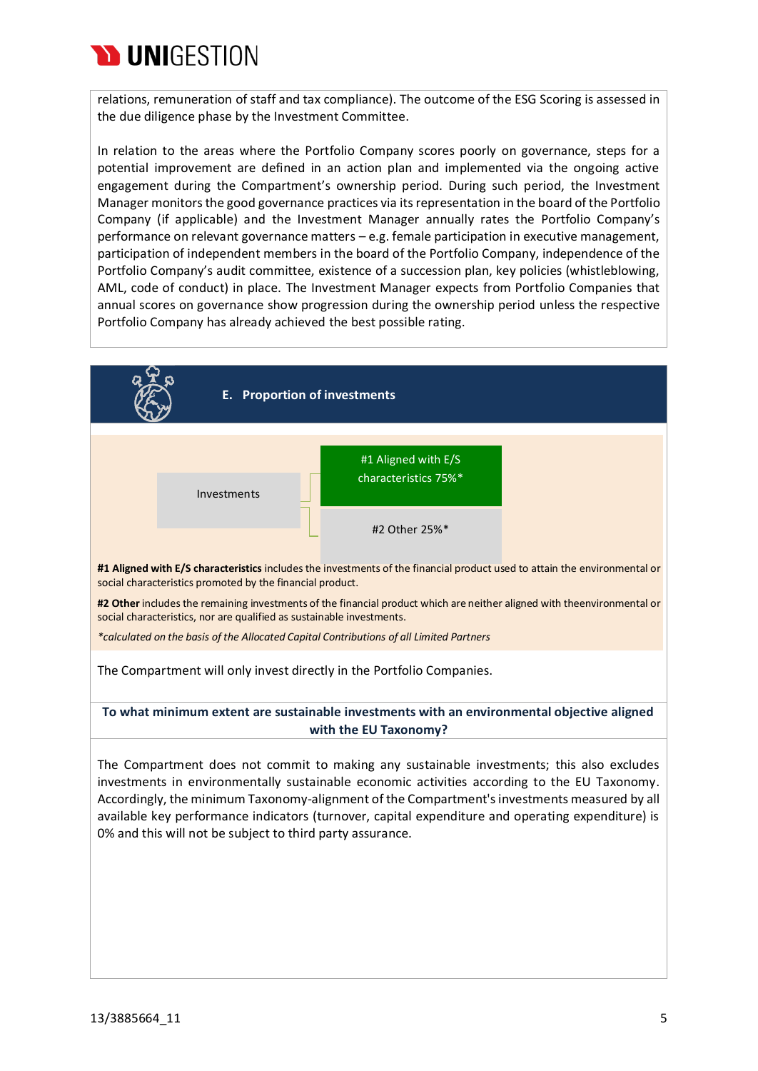relations, remuneration of staff and tax compliance). The outcome of the ESG Scoring is assessed in the due diligence phase by the Investment Committee.

In relation to the areas where the Portfolio Company scores poorly on governance, steps for a potential improvement are defined in an action plan and implemented via the ongoing active engagement during the Compartment's ownership period. During such period, the Investment Manager monitors the good governance practices via its representation in the board of the Portfolio Company (if applicable) and the Investment Manager annually rates the Portfolio Company's performance on relevant governance matters – e.g. female participation in executive management, participation of independent members in the board of the Portfolio Company, independence of the Portfolio Company's audit committee, existence of a succession plan, key policies (whistleblowing, AML, code of conduct) in place. The Investment Manager expects from Portfolio Companies that annual scores on governance show progression during the ownership period unless the respective Portfolio Company has already achieved the best possible rating.

## E. Proportion of investments

Investments
- #1 Aligned with E/S characteristics 75%*
- #2 Other 25%*

**#1 Aligned with E/S characteristics** includes the investments of the financial product used to attain the environmental or social characteristics promoted by the financial product.

**#2 Other** includes the remaining investments of the financial product which are neither aligned with theenvironmental or social characteristics, nor are qualified as sustainable investments.

*\*calculated on the basis of the Allocated Capital Contributions of all Limited Partners*

The Compartment will only invest directly in the Portfolio Companies.

**To what minimum extent are sustainable investments with an environmental objective aligned with the EU Taxonomy?**

The Compartment does not commit to making any sustainable investments; this also excludes investments in environmentally sustainable economic activities according to the EU Taxonomy. Accordingly, the minimum Taxonomy-alignment of the Compartment's investments measured by all available key performance indicators (turnover, capital expenditure and operating expenditure) is 0% and this will not be subject to third party assurance.

13/3885664_11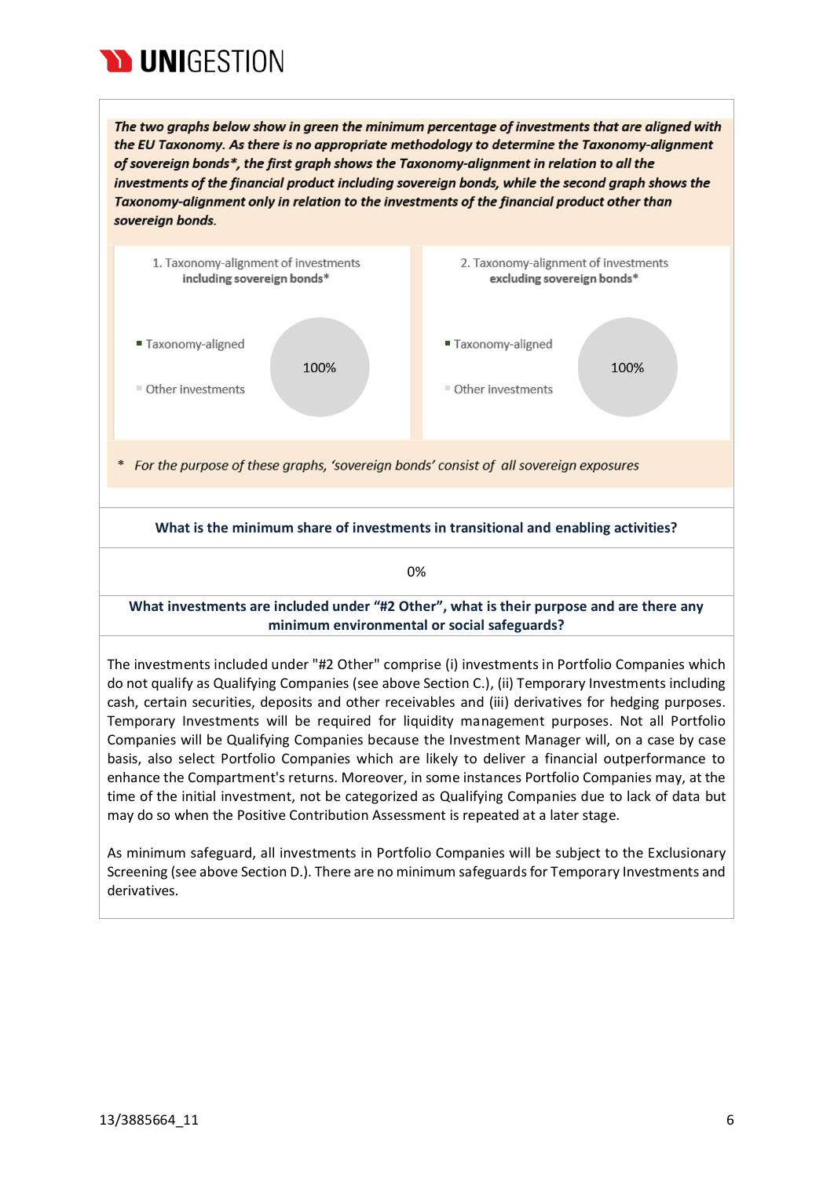***The two graphs below show in green the minimum percentage of investments that are aligned with the EU Taxonomy. As there is no appropriate methodology to determine the Taxonomy-alignment of sovereign bonds*, the first graph shows the Taxonomy-alignment in relation to all the investments of the financial product including sovereign bonds, while the second graph shows the Taxonomy-alignment only in relation to the investments of the financial product other than sovereign bonds.***

1. Taxonomy-alignment of investments **including sovereign bonds***

- Taxonomy-aligned
- Other investments

100%

2. Taxonomy-alignment of investments **excluding sovereign bonds***

- Taxonomy-aligned
- Other investments

100%

\* *For the purpose of these graphs, 'sovereign bonds' consist of all sovereign exposures*

**What is the minimum share of investments in transitional and enabling activities?**

0%

**What investments are included under "#2 Other", what is their purpose and are there any minimum environmental or social safeguards?**

The investments included under "#2 Other" comprise (i) investments in Portfolio Companies which do not qualify as Qualifying Companies (see above Section C.), (ii) Temporary Investments including cash, certain securities, deposits and other receivables and (iii) derivatives for hedging purposes. Temporary Investments will be required for liquidity management purposes. Not all Portfolio Companies will be Qualifying Companies because the Investment Manager will, on a case by case basis, also select Portfolio Companies which are likely to deliver a financial outperformance to enhance the Compartment's returns. Moreover, in some instances Portfolio Companies may, at the time of the initial investment, not be categorized as Qualifying Companies due to lack of data but may do so when the Positive Contribution Assessment is repeated at a later stage.

As minimum safeguard, all investments in Portfolio Companies will be subject to the Exclusionary Screening (see above Section D.). There are no minimum safeguards for Temporary Investments and derivatives.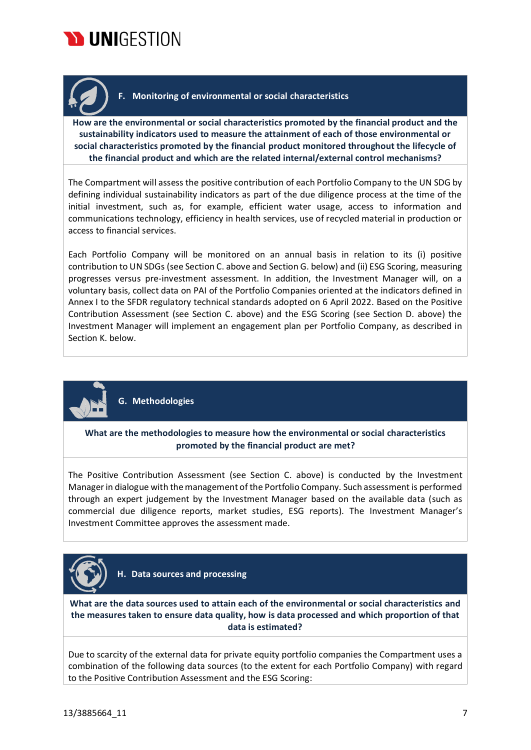## F. Monitoring of environmental or social characteristics

**How are the environmental or social characteristics promoted by the financial product and the sustainability indicators used to measure the attainment of each of those environmental or social characteristics promoted by the financial product monitored throughout the lifecycle of the financial product and which are the related internal/external control mechanisms?**

The Compartment will assess the positive contribution of each Portfolio Company to the UN SDG by defining individual sustainability indicators as part of the due diligence process at the time of the initial investment, such as, for example, efficient water usage, access to information and communications technology, efficiency in health services, use of recycled material in production or access to financial services.

Each Portfolio Company will be monitored on an annual basis in relation to its (i) positive contribution to UN SDGs (see Section C. above and Section G. below) and (ii) ESG Scoring, measuring progresses versus pre-investment assessment. In addition, the Investment Manager will, on a voluntary basis, collect data on PAI of the Portfolio Companies oriented at the indicators defined in Annex I to the SFDR regulatory technical standards adopted on 6 April 2022. Based on the Positive Contribution Assessment (see Section C. above) and the ESG Scoring (see Section D. above) the Investment Manager will implement an engagement plan per Portfolio Company, as described in Section K. below.

## G. Methodologies

**What are the methodologies to measure how the environmental or social characteristics promoted by the financial product are met?**

The Positive Contribution Assessment (see Section C. above) is conducted by the Investment Manager in dialogue with the management of the Portfolio Company. Such assessment is performed through an expert judgement by the Investment Manager based on the available data (such as commercial due diligence reports, market studies, ESG reports). The Investment Manager's Investment Committee approves the assessment made.

## H. Data sources and processing

**What are the data sources used to attain each of the environmental or social characteristics and the measures taken to ensure data quality, how is data processed and which proportion of that data is estimated?**

Due to scarcity of the external data for private equity portfolio companies the Compartment uses a combination of the following data sources (to the extent for each Portfolio Company) with regard to the Positive Contribution Assessment and the ESG Scoring: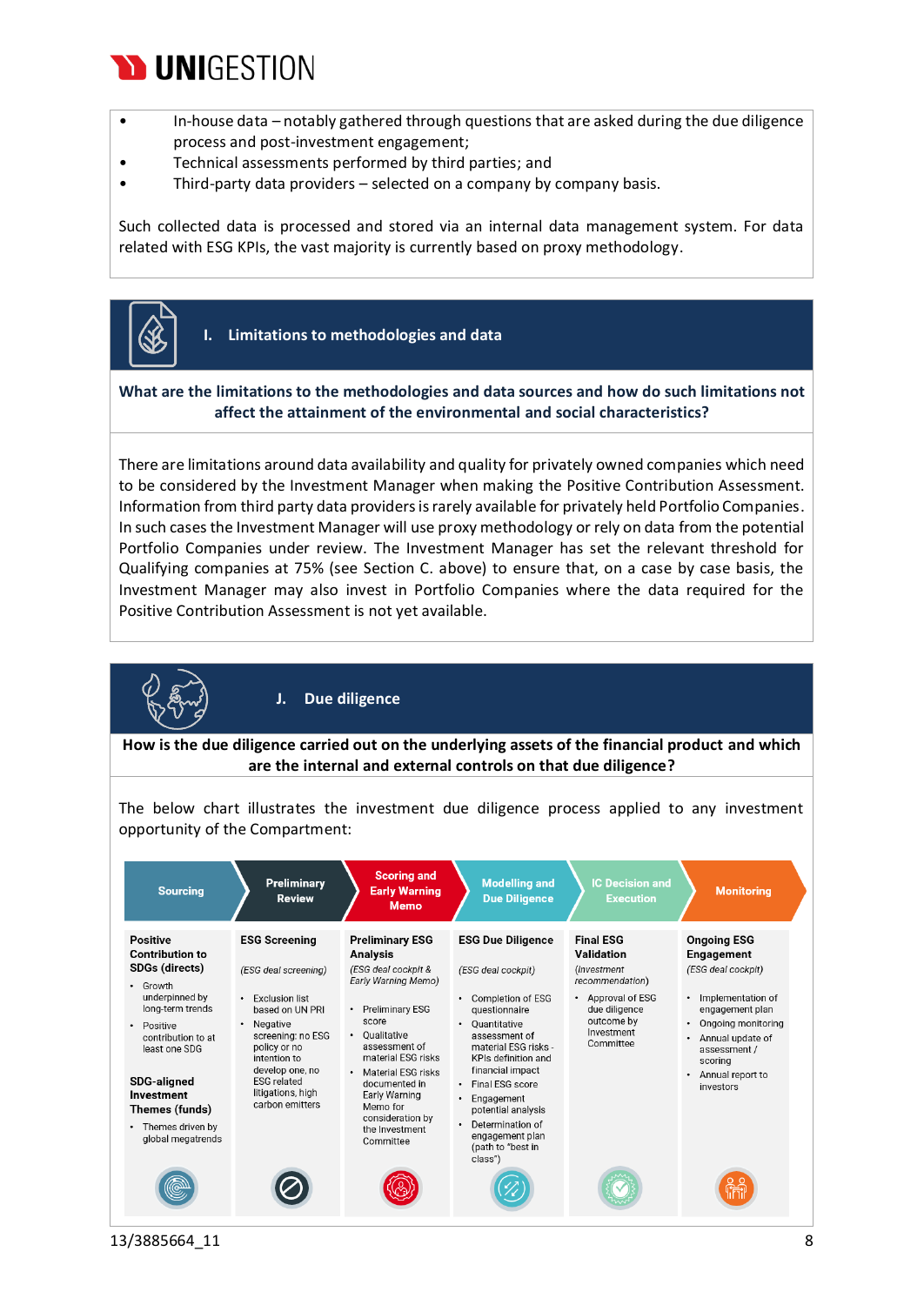- In-house data – notably gathered through questions that are asked during the due diligence process and post-investment engagement;
- Technical assessments performed by third parties; and
- Third-party data providers – selected on a company by company basis.

Such collected data is processed and stored via an internal data management system. For data related with ESG KPIs, the vast majority is currently based on proxy methodology.

## I. Limitations to methodologies and data

**What are the limitations to the methodologies and data sources and how do such limitations not affect the attainment of the environmental and social characteristics?**

There are limitations around data availability and quality for privately owned companies which need to be considered by the Investment Manager when making the Positive Contribution Assessment. Information from third party data providers is rarely available for privately held Portfolio Companies. In such cases the Investment Manager will use proxy methodology or rely on data from the potential Portfolio Companies under review. The Investment Manager has set the relevant threshold for Qualifying companies at 75% (see Section C. above) to ensure that, on a case by case basis, the Investment Manager may also invest in Portfolio Companies where the data required for the Positive Contribution Assessment is not yet available.

## J. Due diligence

**How is the due diligence carried out on the underlying assets of the financial product and which are the internal and external controls on that due diligence?**

The below chart illustrates the investment due diligence process applied to any investment opportunity of the Compartment:

| Sourcing | Preliminary Review | Scoring and Early Warning Memo | Modelling and Due Diligence | IC Decision and Execution | Monitoring |
|---|---|---|---|---|---|
| **Positive Contribution to SDGs (directs)**<br>• Growth underpinned by long-term trends<br>• Positive contribution to at least one SDG<br><br>**SDG-aligned Investment Themes (funds)**<br>• Themes driven by global megatrends | **ESG Screening**<br><br>*(ESG deal screening)*<br><br>• Exclusion list based on UN PRI<br>• Negative screening: no ESG policy or no intention to develop one, no ESG related litigations, high carbon emitters | **Preliminary ESG Analysis**<br><br>*(ESG deal cockpit & Early Warning Memo)*<br><br>• Preliminary ESG score<br>• Qualitative assessment of material ESG risks<br>• Material ESG risks documented in Early Warning Memo for consideration by the Investment Committee | **ESG Due Diligence**<br><br>*(ESG deal cockpit)*<br><br>• Completion of ESG questionnaire<br>• Quantitative assessment of material ESG risks - KPIs definition and financial impact<br>• Final ESG score<br>• Engagement potential analysis<br>• Determination of engagement plan (path to "best in class") | **Final ESG Validation**<br><br>*(Investment recommendation)*<br><br>• Approval of ESG due diligence outcome by Investment Committee | **Ongoing ESG Engagement**<br><br>*(ESG deal cockpit)*<br><br>• Implementation of engagement plan<br>• Ongoing monitoring<br>• Annual update of assessment / scoring<br>• Annual report to investors |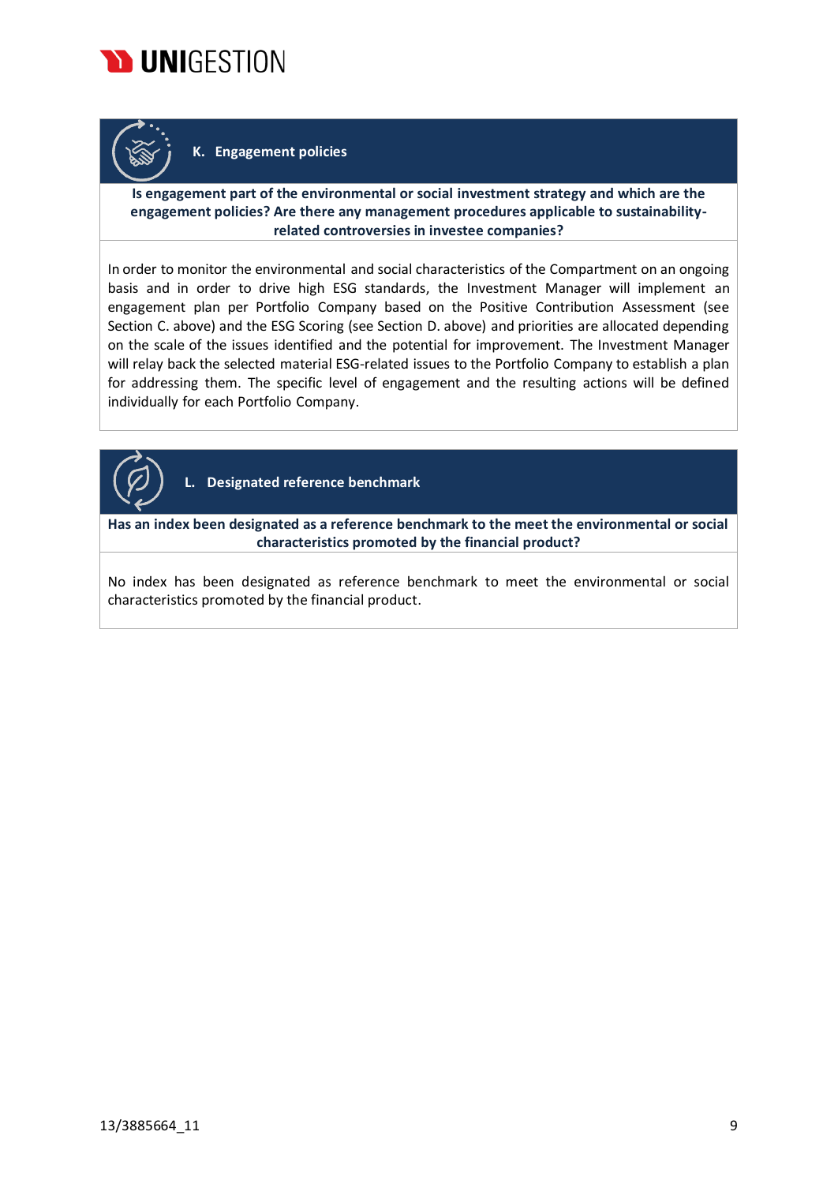## K. Engagement policies

**Is engagement part of the environmental or social investment strategy and which are the engagement policies? Are there any management procedures applicable to sustainability-related controversies in investee companies?**

In order to monitor the environmental and social characteristics of the Compartment on an ongoing basis and in order to drive high ESG standards, the Investment Manager will implement an engagement plan per Portfolio Company based on the Positive Contribution Assessment (see Section C. above) and the ESG Scoring (see Section D. above) and priorities are allocated depending on the scale of the issues identified and the potential for improvement. The Investment Manager will relay back the selected material ESG-related issues to the Portfolio Company to establish a plan for addressing them. The specific level of engagement and the resulting actions will be defined individually for each Portfolio Company.

## L. Designated reference benchmark

**Has an index been designated as a reference benchmark to the meet the environmental or social characteristics promoted by the financial product?**

No index has been designated as reference benchmark to meet the environmental or social characteristics promoted by the financial product.

13/3885664_11